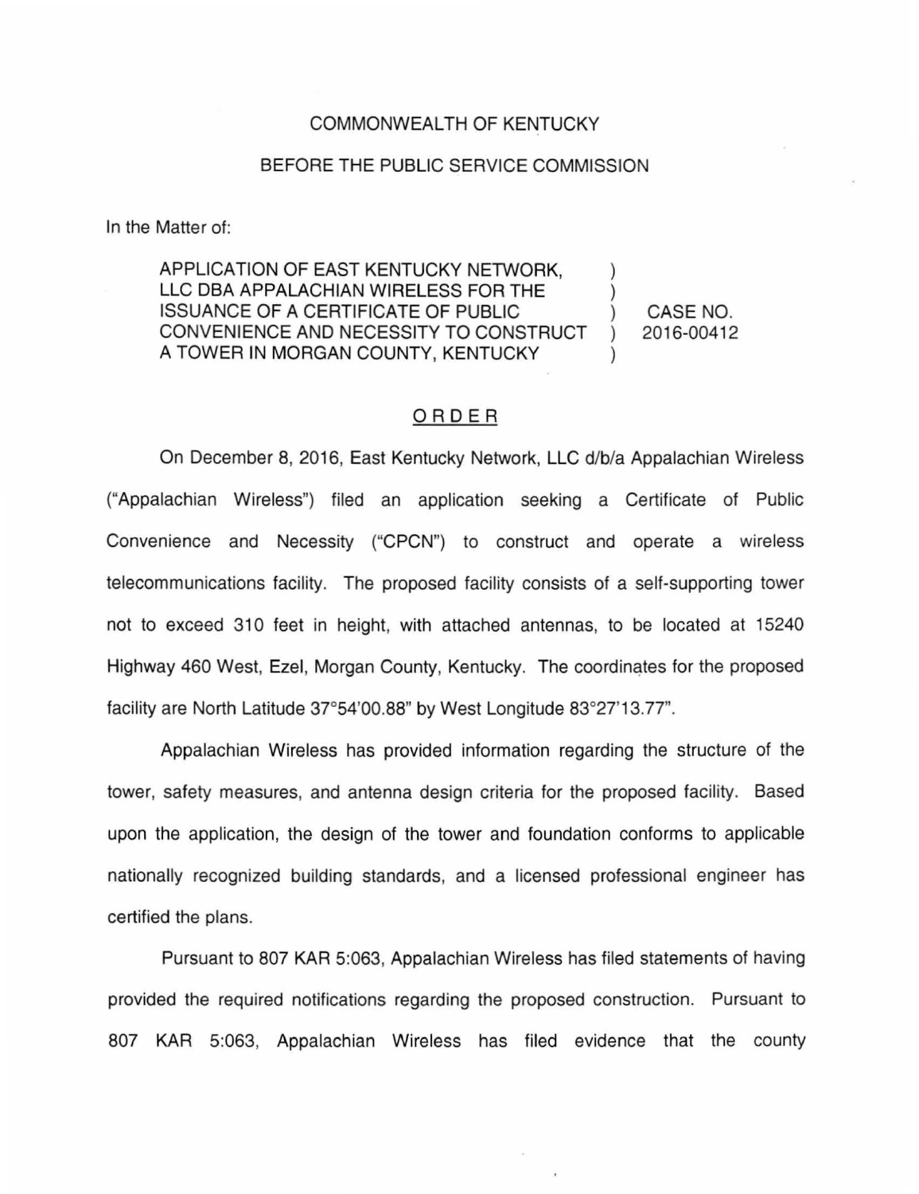COMMONWEALTH OF KENTUCKY

BEFORE THE PUBLIC SERVICE COMMISSION

In the Matter of:

| | | |
|---|---|---|
| APPLICATION OF EAST KENTUCKY NETWORK, LLC DBA APPALACHIAN WIRELESS FOR THE ISSUANCE OF A CERTIFICATE OF PUBLIC CONVENIENCE AND NECESSITY TO CONSTRUCT A TOWER IN MORGAN COUNTY, KENTUCKY | ) ) ) ) ) | CASE NO. 2016-00412 |

## ORDER

On December 8, 2016, East Kentucky Network, LLC d/b/a Appalachian Wireless ("Appalachian Wireless") filed an application seeking a Certificate of Public Convenience and Necessity ("CPCN") to construct and operate a wireless telecommunications facility. The proposed facility consists of a self-supporting tower not to exceed 310 feet in height, with attached antennas, to be located at 15240 Highway 460 West, Ezel, Morgan County, Kentucky. The coordinates for the proposed facility are North Latitude 37°54'00.88" by West Longitude 83°27'13.77".

Appalachian Wireless has provided information regarding the structure of the tower, safety measures, and antenna design criteria for the proposed facility. Based upon the application, the design of the tower and foundation conforms to applicable nationally recognized building standards, and a licensed professional engineer has certified the plans.

Pursuant to 807 KAR 5:063, Appalachian Wireless has filed statements of having provided the required notifications regarding the proposed construction. Pursuant to 807 KAR 5:063, Appalachian Wireless has filed evidence that the county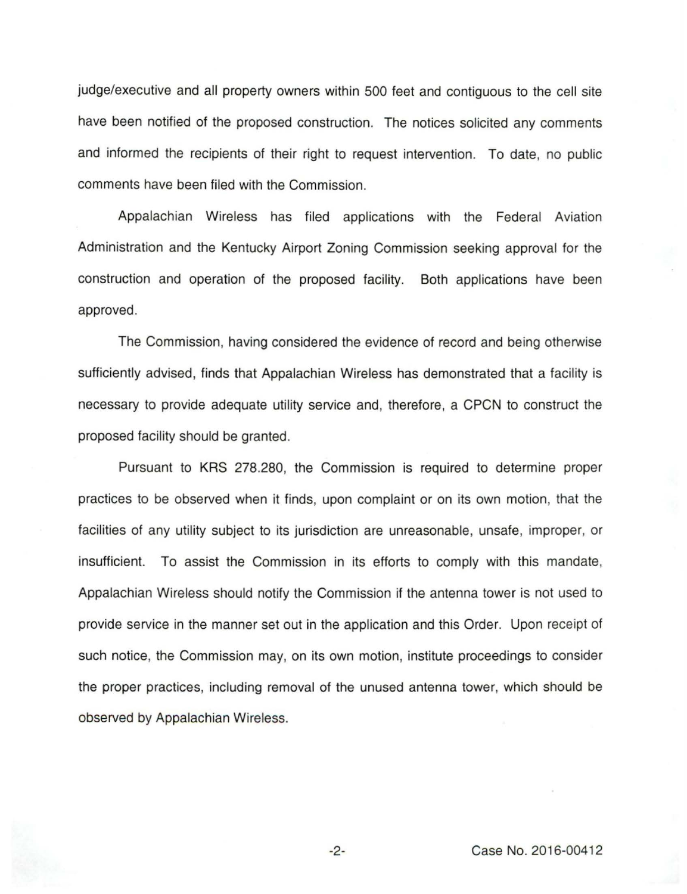judge/executive and all property owners within 500 feet and contiguous to the cell site have been notified of the proposed construction. The notices solicited any comments and informed the recipients of their right to request intervention. To date, no public comments have been filed with the Commission.

Appalachian Wireless has filed applications with the Federal Aviation Administration and the Kentucky Airport Zoning Commission seeking approval for the construction and operation of the proposed facility. Both applications have been approved.

The Commission, having considered the evidence of record and being otherwise sufficiently advised, finds that Appalachian Wireless has demonstrated that a facility is necessary to provide adequate utility service and, therefore, a CPCN to construct the proposed facility should be granted.

Pursuant to KRS 278.280, the Commission is required to determine proper practices to be observed when it finds, upon complaint or on its own motion, that the facilities of any utility subject to its jurisdiction are unreasonable, unsafe, improper, or insufficient. To assist the Commission in its efforts to comply with this mandate, Appalachian Wireless should notify the Commission if the antenna tower is not used to provide service in the manner set out in the application and this Order. Upon receipt of such notice, the Commission may, on its own motion, institute proceedings to consider the proper practices, including removal of the unused antenna tower, which should be observed by Appalachian Wireless.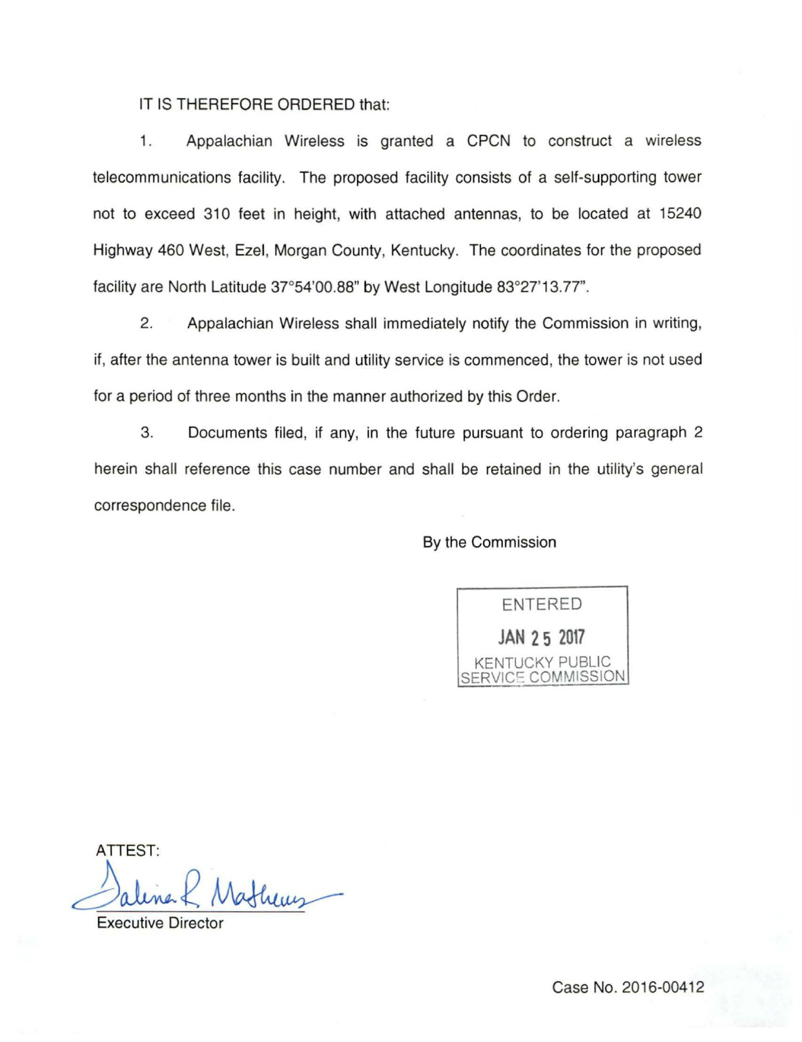IT IS THEREFORE ORDERED that:

1. Appalachian Wireless is granted a CPCN to construct a wireless telecommunications facility. The proposed facility consists of a self-supporting tower not to exceed 310 feet in height, with attached antennas, to be located at 15240 Highway 460 West, Ezel, Morgan County, Kentucky. The coordinates for the proposed facility are North Latitude 37°54'00.88" by West Longitude 83°27'13.77".

2. Appalachian Wireless shall immediately notify the Commission in writing, if, after the antenna tower is built and utility service is commenced, the tower is not used for a period of three months in the manner authorized by this Order.

3. Documents filed, if any, in the future pursuant to ordering paragraph 2 herein shall reference this case number and shall be retained in the utility's general correspondence file.

By the Commission

ENTERED
JAN 25 2017
KENTUCKY PUBLIC SERVICE COMMISSION

ATTEST:

Executive Director

Case No. 2016-00412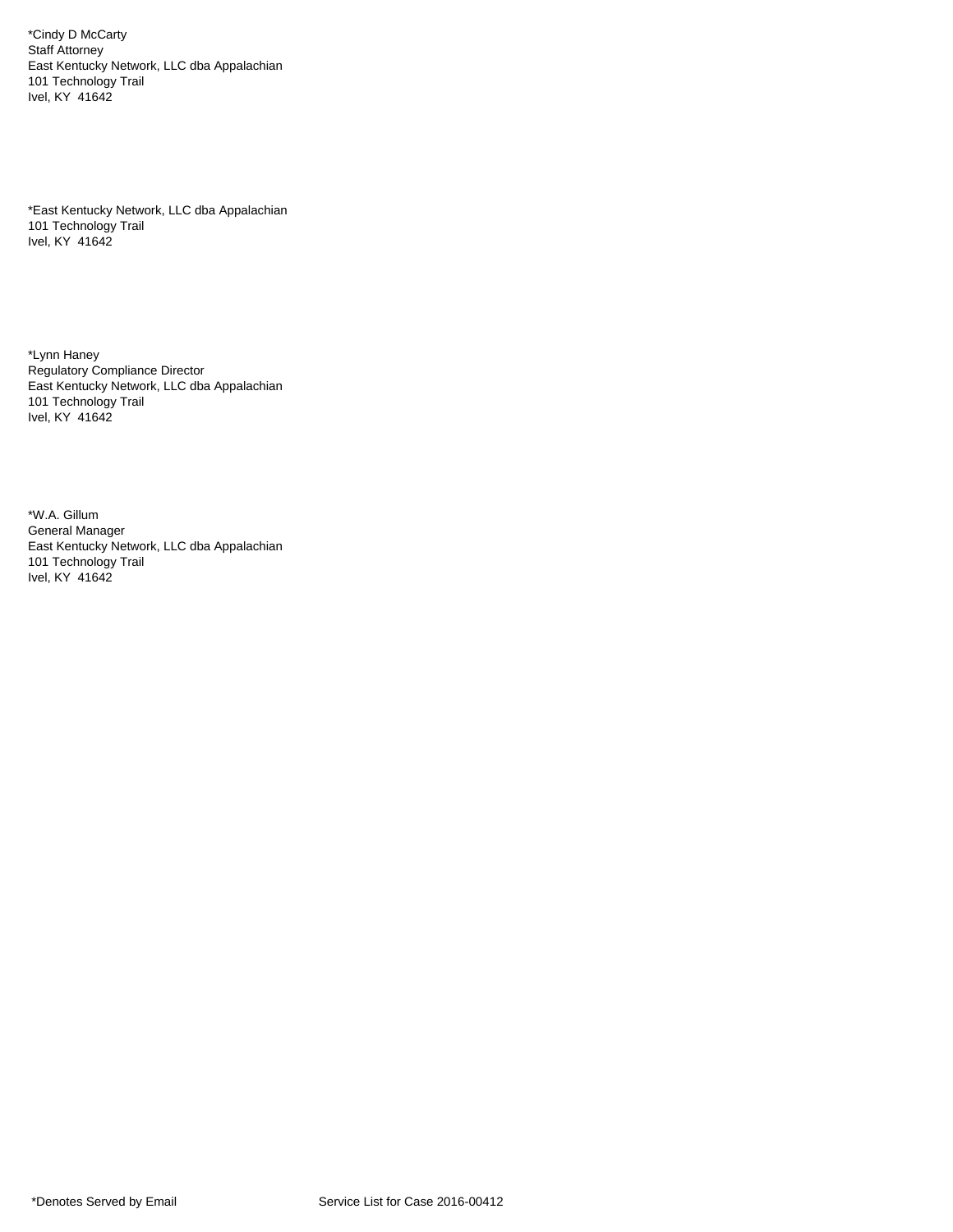*Cindy D McCarty
Staff Attorney
East Kentucky Network, LLC dba Appalachian
101 Technology Trail
Ivel, KY  41642

*East Kentucky Network, LLC dba Appalachian
101 Technology Trail
Ivel, KY  41642

*Lynn Haney
Regulatory Compliance Director
East Kentucky Network, LLC dba Appalachian
101 Technology Trail
Ivel, KY  41642

*W.A. Gillum
General Manager
East Kentucky Network, LLC dba Appalachian
101 Technology Trail
Ivel, KY  41642

*Denotes Served by Email

Service List for Case 2016-00412